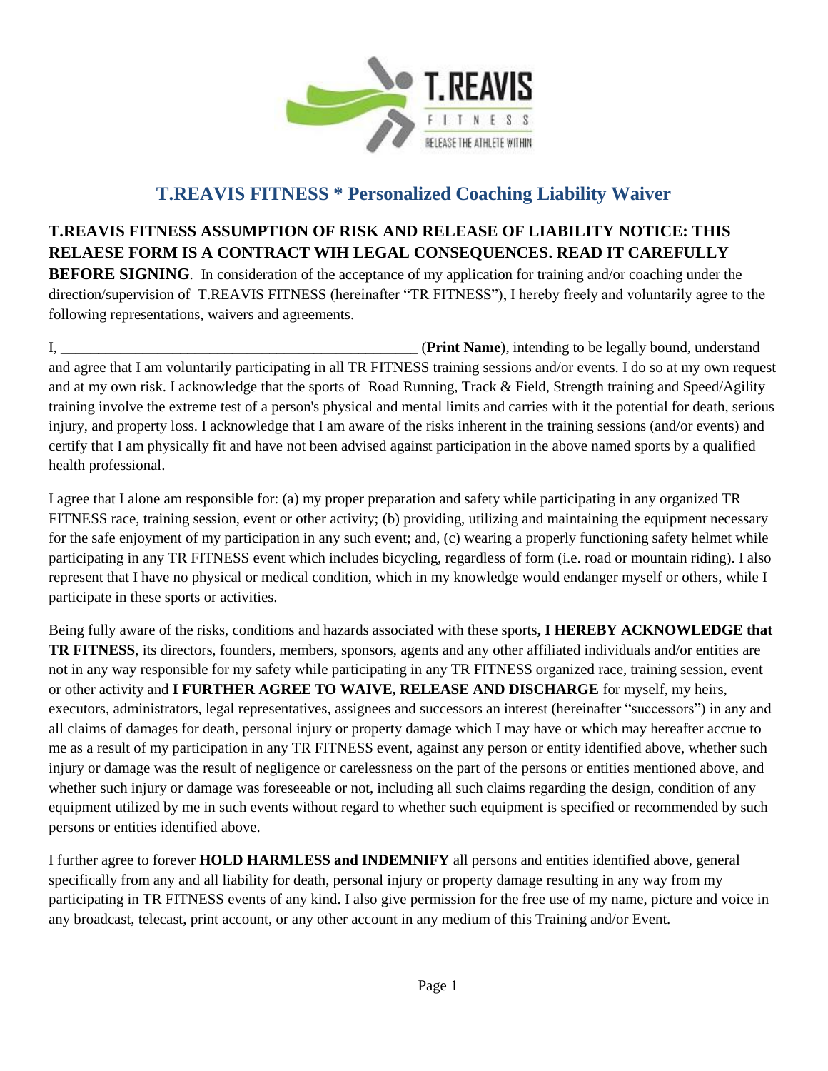# T.REAVIS FITNESS * Personalized Coaching Liability Waiver

**T.REAVIS FITNESS ASSUMPTION OF RISK AND RELEASE OF LIABILITY NOTICE: THIS RELAESE FORM IS A CONTRACT WIH LEGAL CONSEQUENCES. READ IT CAREFULLY BEFORE SIGNING**. In consideration of the acceptance of my application for training and/or coaching under the direction/supervision of T.REAVIS FITNESS (hereinafter "TR FITNESS"), I hereby freely and voluntarily agree to the following representations, waivers and agreements.

I, _________________________________________________ (**Print Name**), intending to be legally bound, understand and agree that I am voluntarily participating in all TR FITNESS training sessions and/or events. I do so at my own request and at my own risk. I acknowledge that the sports of Road Running, Track & Field, Strength training and Speed/Agility training involve the extreme test of a person's physical and mental limits and carries with it the potential for death, serious injury, and property loss. I acknowledge that I am aware of the risks inherent in the training sessions (and/or events) and certify that I am physically fit and have not been advised against participation in the above named sports by a qualified health professional.

I agree that I alone am responsible for: (a) my proper preparation and safety while participating in any organized TR FITNESS race, training session, event or other activity; (b) providing, utilizing and maintaining the equipment necessary for the safe enjoyment of my participation in any such event; and, (c) wearing a properly functioning safety helmet while participating in any TR FITNESS event which includes bicycling, regardless of form (i.e. road or mountain riding). I also represent that I have no physical or medical condition, which in my knowledge would endanger myself or others, while I participate in these sports or activities.

Being fully aware of the risks, conditions and hazards associated with these sports**, I HEREBY ACKNOWLEDGE that TR FITNESS**, its directors, founders, members, sponsors, agents and any other affiliated individuals and/or entities are not in any way responsible for my safety while participating in any TR FITNESS organized race, training session, event or other activity and **I FURTHER AGREE TO WAIVE, RELEASE AND DISCHARGE** for myself, my heirs, executors, administrators, legal representatives, assignees and successors an interest (hereinafter "successors") in any and all claims of damages for death, personal injury or property damage which I may have or which may hereafter accrue to me as a result of my participation in any TR FITNESS event, against any person or entity identified above, whether such injury or damage was the result of negligence or carelessness on the part of the persons or entities mentioned above, and whether such injury or damage was foreseeable or not, including all such claims regarding the design, condition of any equipment utilized by me in such events without regard to whether such equipment is specified or recommended by such persons or entities identified above.

I further agree to forever **HOLD HARMLESS and INDEMNIFY** all persons and entities identified above, general specifically from any and all liability for death, personal injury or property damage resulting in any way from my participating in TR FITNESS events of any kind. I also give permission for the free use of my name, picture and voice in any broadcast, telecast, print account, or any other account in any medium of this Training and/or Event.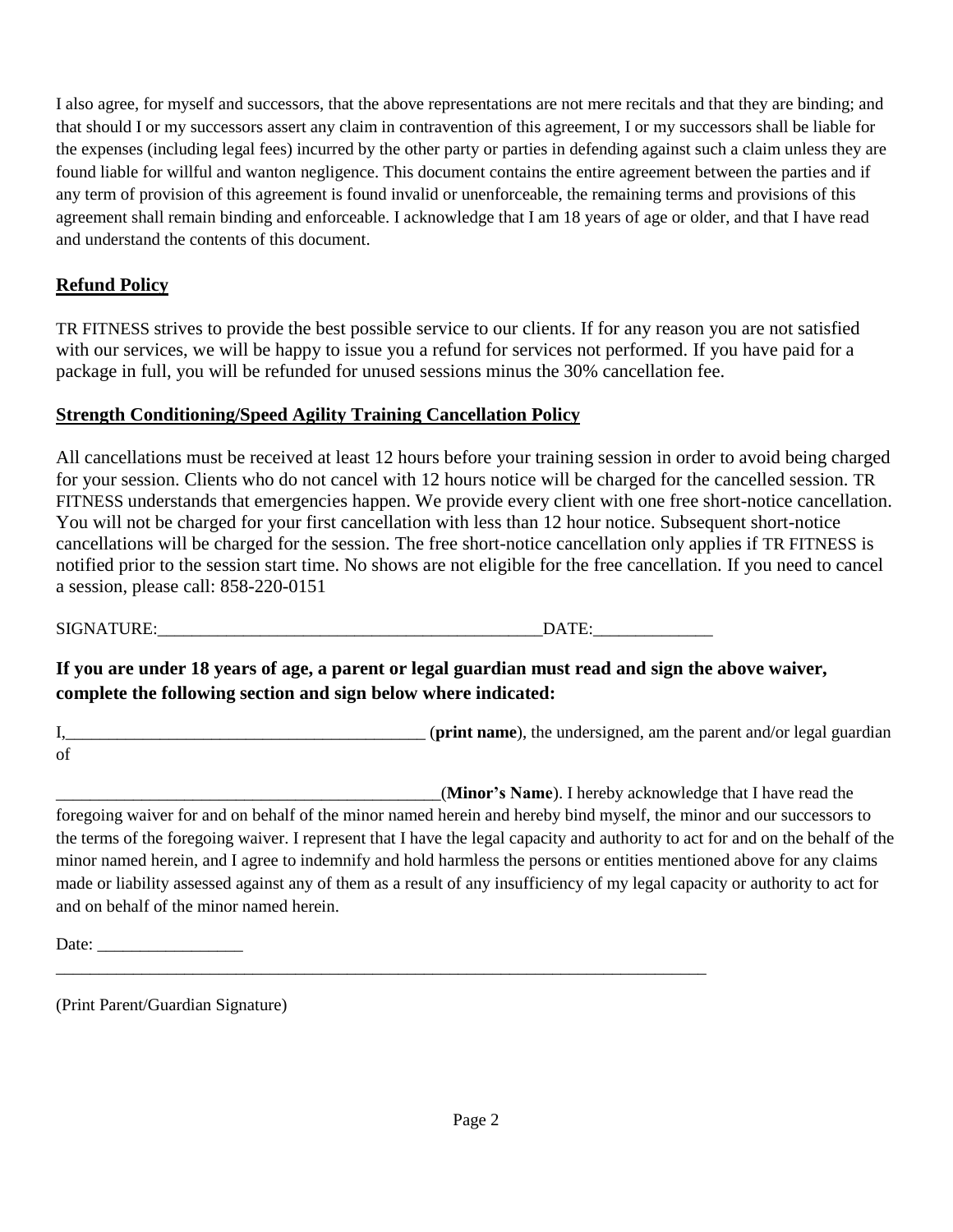I also agree, for myself and successors, that the above representations are not mere recitals and that they are binding; and that should I or my successors assert any claim in contravention of this agreement, I or my successors shall be liable for the expenses (including legal fees) incurred by the other party or parties in defending against such a claim unless they are found liable for willful and wanton negligence. This document contains the entire agreement between the parties and if any term of provision of this agreement is found invalid or unenforceable, the remaining terms and provisions of this agreement shall remain binding and enforceable. I acknowledge that I am 18 years of age or older, and that I have read and understand the contents of this document.

## **Refund Policy**

TR FITNESS strives to provide the best possible service to our clients. If for any reason you are not satisfied with our services, we will be happy to issue you a refund for services not performed. If you have paid for a package in full, you will be refunded for unused sessions minus the 30% cancellation fee.

## **Strength Conditioning/Speed Agility Training Cancellation Policy**

All cancellations must be received at least 12 hours before your training session in order to avoid being charged for your session. Clients who do not cancel with 12 hours notice will be charged for the cancelled session. TR FITNESS understands that emergencies happen. We provide every client with one free short-notice cancellation. You will not be charged for your first cancellation with less than 12 hour notice. Subsequent short-notice cancellations will be charged for the session. The free short-notice cancellation only applies if TR FITNESS is notified prior to the session start time. No shows are not eligible for the free cancellation. If you need to cancel a session, please call: 858-220-0151

SIGNATURE:_______________________________________________DATE:______________

**If you are under 18 years of age, a parent or legal guardian must read and sign the above waiver, complete the following section and sign below where indicated:**

I,____________________________________________ (**print name**), the undersigned, am the parent and/or legal guardian of

_______________________________________________(**Minor's Name**). I hereby acknowledge that I have read the foregoing waiver for and on behalf of the minor named herein and hereby bind myself, the minor and our successors to the terms of the foregoing waiver. I represent that I have the legal capacity and authority to act for and on the behalf of the minor named herein, and I agree to indemnify and hold harmless the persons or entities mentioned above for any claims made or liability assessed against any of them as a result of any insufficiency of my legal capacity or authority to act for and on behalf of the minor named herein.

Date: _________________

________________________________________________________________________________

(Print Parent/Guardian Signature)